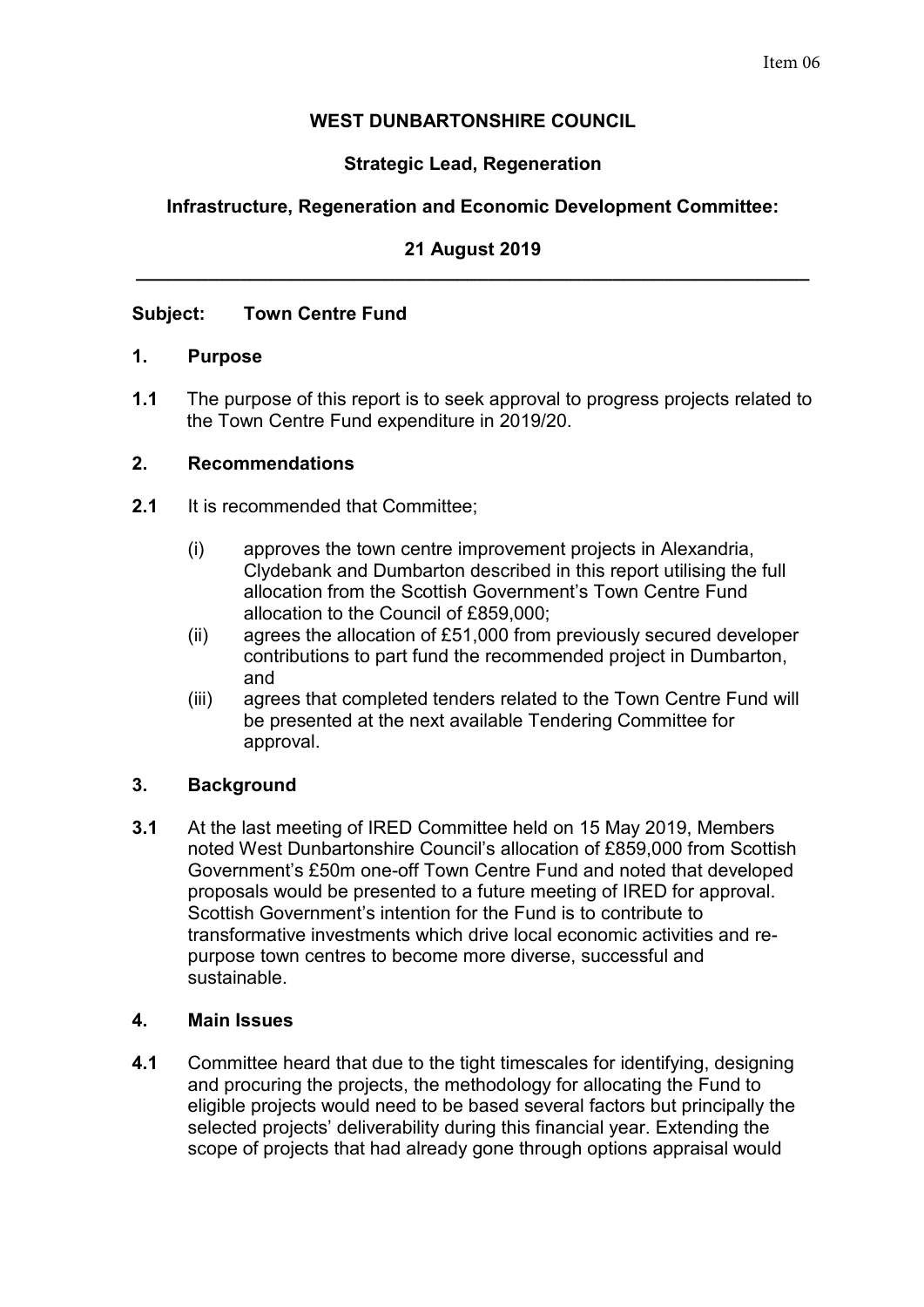Item 06

**WEST DUNBARTONSHIRE COUNCIL**

**Strategic Lead, Regeneration**

**Infrastructure, Regeneration and Economic Development Committee:**

**21 August 2019**

---

**Subject: Town Centre Fund**

## 1. Purpose

**1.1** The purpose of this report is to seek approval to progress projects related to the Town Centre Fund expenditure in 2019/20.

## 2. Recommendations

**2.1** It is recommended that Committee;

(i) approves the town centre improvement projects in Alexandria, Clydebank and Dumbarton described in this report utilising the full allocation from the Scottish Government's Town Centre Fund allocation to the Council of £859,000;

(ii) agrees the allocation of £51,000 from previously secured developer contributions to part fund the recommended project in Dumbarton, and

(iii) agrees that completed tenders related to the Town Centre Fund will be presented at the next available Tendering Committee for approval.

## 3. Background

**3.1** At the last meeting of IRED Committee held on 15 May 2019, Members noted West Dunbartonshire Council's allocation of £859,000 from Scottish Government's £50m one-off Town Centre Fund and noted that developed proposals would be presented to a future meeting of IRED for approval. Scottish Government's intention for the Fund is to contribute to transformative investments which drive local economic activities and re-purpose town centres to become more diverse, successful and sustainable.

## 4. Main Issues

**4.1** Committee heard that due to the tight timescales for identifying, designing and procuring the projects, the methodology for allocating the Fund to eligible projects would need to be based several factors but principally the selected projects' deliverability during this financial year. Extending the scope of projects that had already gone through options appraisal would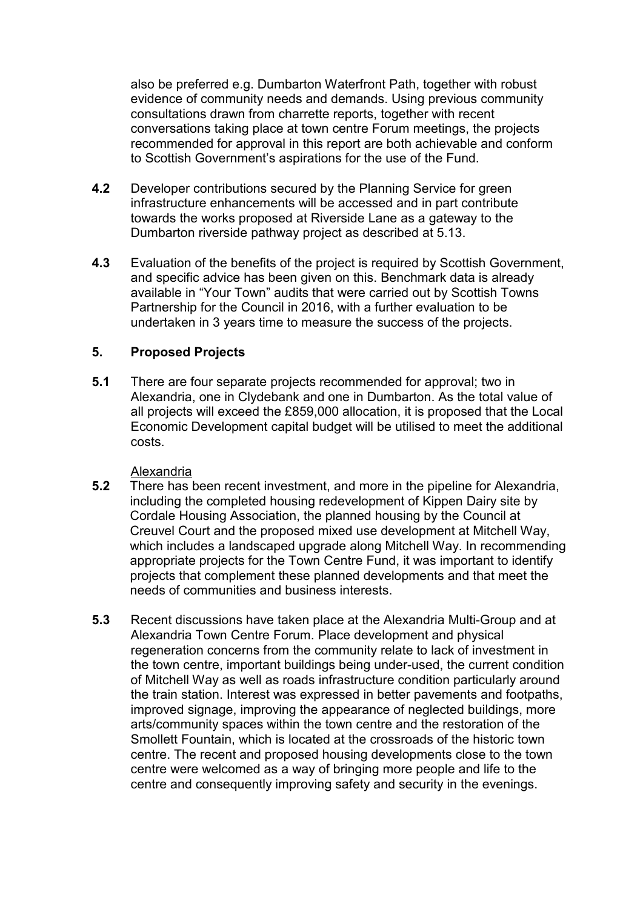also be preferred e.g. Dumbarton Waterfront Path, together with robust evidence of community needs and demands. Using previous community consultations drawn from charrette reports, together with recent conversations taking place at town centre Forum meetings, the projects recommended for approval in this report are both achievable and conform to Scottish Government's aspirations for the use of the Fund.

**4.2** Developer contributions secured by the Planning Service for green infrastructure enhancements will be accessed and in part contribute towards the works proposed at Riverside Lane as a gateway to the Dumbarton riverside pathway project as described at 5.13.

**4.3** Evaluation of the benefits of the project is required by Scottish Government, and specific advice has been given on this. Benchmark data is already available in "Your Town" audits that were carried out by Scottish Towns Partnership for the Council in 2016, with a further evaluation to be undertaken in 3 years time to measure the success of the projects.

## 5. Proposed Projects

**5.1** There are four separate projects recommended for approval; two in Alexandria, one in Clydebank and one in Dumbarton. As the total value of all projects will exceed the £859,000 allocation, it is proposed that the Local Economic Development capital budget will be utilised to meet the additional costs.

Alexandria

**5.2** There has been recent investment, and more in the pipeline for Alexandria, including the completed housing redevelopment of Kippen Dairy site by Cordale Housing Association, the planned housing by the Council at Creuvel Court and the proposed mixed use development at Mitchell Way, which includes a landscaped upgrade along Mitchell Way. In recommending appropriate projects for the Town Centre Fund, it was important to identify projects that complement these planned developments and that meet the needs of communities and business interests.

**5.3** Recent discussions have taken place at the Alexandria Multi-Group and at Alexandria Town Centre Forum. Place development and physical regeneration concerns from the community relate to lack of investment in the town centre, important buildings being under-used, the current condition of Mitchell Way as well as roads infrastructure condition particularly around the train station. Interest was expressed in better pavements and footpaths, improved signage, improving the appearance of neglected buildings, more arts/community spaces within the town centre and the restoration of the Smollett Fountain, which is located at the crossroads of the historic town centre. The recent and proposed housing developments close to the town centre were welcomed as a way of bringing more people and life to the centre and consequently improving safety and security in the evenings.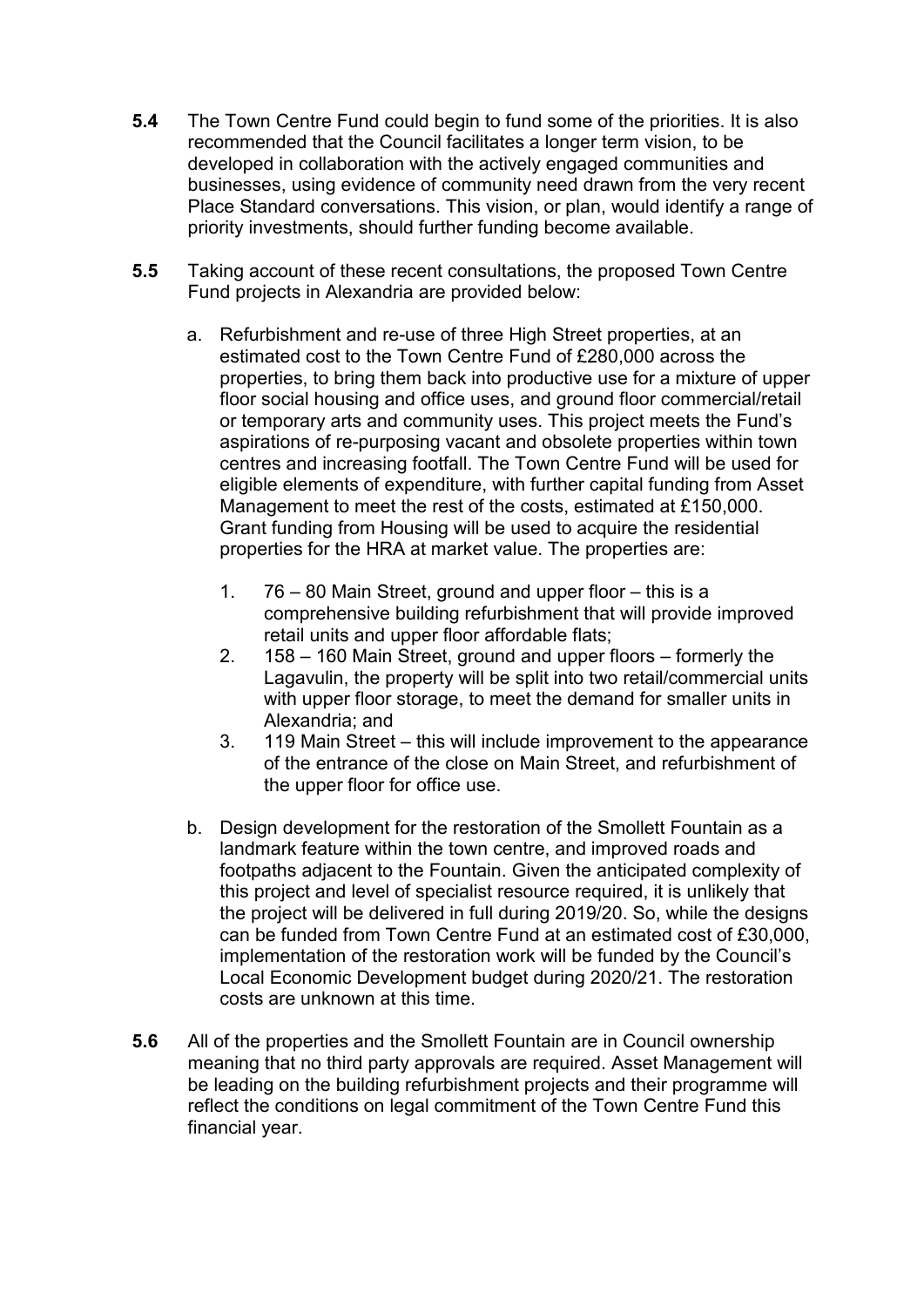**5.4** The Town Centre Fund could begin to fund some of the priorities. It is also recommended that the Council facilitates a longer term vision, to be developed in collaboration with the actively engaged communities and businesses, using evidence of community need drawn from the very recent Place Standard conversations. This vision, or plan, would identify a range of priority investments, should further funding become available.

**5.5** Taking account of these recent consultations, the proposed Town Centre Fund projects in Alexandria are provided below:

a. Refurbishment and re-use of three High Street properties, at an estimated cost to the Town Centre Fund of £280,000 across the properties, to bring them back into productive use for a mixture of upper floor social housing and office uses, and ground floor commercial/retail or temporary arts and community uses. This project meets the Fund's aspirations of re-purposing vacant and obsolete properties within town centres and increasing footfall. The Town Centre Fund will be used for eligible elements of expenditure, with further capital funding from Asset Management to meet the rest of the costs, estimated at £150,000. Grant funding from Housing will be used to acquire the residential properties for the HRA at market value. The properties are:

   1. 76 – 80 Main Street, ground and upper floor – this is a comprehensive building refurbishment that will provide improved retail units and upper floor affordable flats;
   2. 158 – 160 Main Street, ground and upper floors – formerly the Lagavulin, the property will be split into two retail/commercial units with upper floor storage, to meet the demand for smaller units in Alexandria; and
   3. 119 Main Street – this will include improvement to the appearance of the entrance of the close on Main Street, and refurbishment of the upper floor for office use.

b. Design development for the restoration of the Smollett Fountain as a landmark feature within the town centre, and improved roads and footpaths adjacent to the Fountain. Given the anticipated complexity of this project and level of specialist resource required, it is unlikely that the project will be delivered in full during 2019/20. So, while the designs can be funded from Town Centre Fund at an estimated cost of £30,000, implementation of the restoration work will be funded by the Council's Local Economic Development budget during 2020/21. The restoration costs are unknown at this time.

**5.6** All of the properties and the Smollett Fountain are in Council ownership meaning that no third party approvals are required. Asset Management will be leading on the building refurbishment projects and their programme will reflect the conditions on legal commitment of the Town Centre Fund this financial year.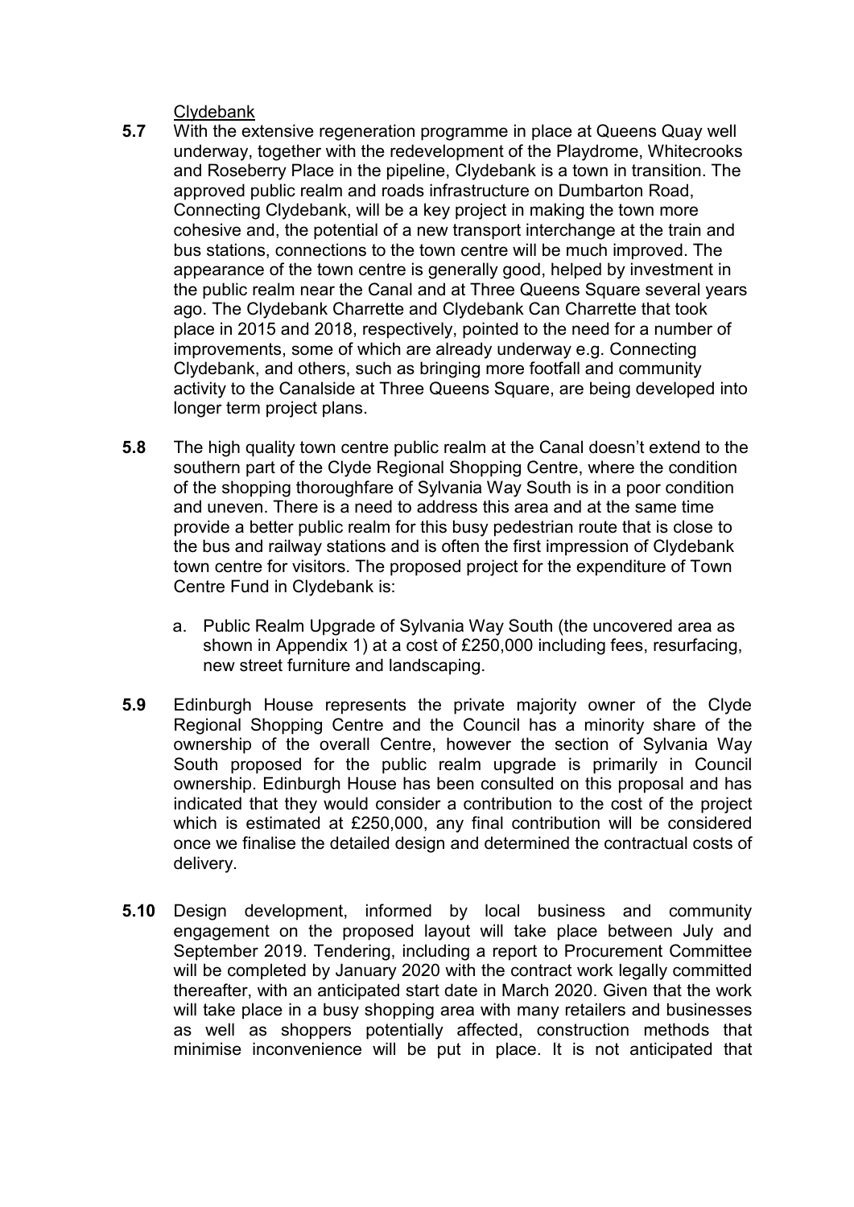Clydebank

**5.7** With the extensive regeneration programme in place at Queens Quay well underway, together with the redevelopment of the Playdrome, Whitecrooks and Roseberry Place in the pipeline, Clydebank is a town in transition. The approved public realm and roads infrastructure on Dumbarton Road, Connecting Clydebank, will be a key project in making the town more cohesive and, the potential of a new transport interchange at the train and bus stations, connections to the town centre will be much improved. The appearance of the town centre is generally good, helped by investment in the public realm near the Canal and at Three Queens Square several years ago. The Clydebank Charrette and Clydebank Can Charrette that took place in 2015 and 2018, respectively, pointed to the need for a number of improvements, some of which are already underway e.g. Connecting Clydebank, and others, such as bringing more footfall and community activity to the Canalside at Three Queens Square, are being developed into longer term project plans.

**5.8** The high quality town centre public realm at the Canal doesn't extend to the southern part of the Clyde Regional Shopping Centre, where the condition of the shopping thoroughfare of Sylvania Way South is in a poor condition and uneven. There is a need to address this area and at the same time provide a better public realm for this busy pedestrian route that is close to the bus and railway stations and is often the first impression of Clydebank town centre for visitors. The proposed project for the expenditure of Town Centre Fund in Clydebank is:

a. Public Realm Upgrade of Sylvania Way South (the uncovered area as shown in Appendix 1) at a cost of £250,000 including fees, resurfacing, new street furniture and landscaping.

**5.9** Edinburgh House represents the private majority owner of the Clyde Regional Shopping Centre and the Council has a minority share of the ownership of the overall Centre, however the section of Sylvania Way South proposed for the public realm upgrade is primarily in Council ownership. Edinburgh House has been consulted on this proposal and has indicated that they would consider a contribution to the cost of the project which is estimated at £250,000, any final contribution will be considered once we finalise the detailed design and determined the contractual costs of delivery.

**5.10** Design development, informed by local business and community engagement on the proposed layout will take place between July and September 2019. Tendering, including a report to Procurement Committee will be completed by January 2020 with the contract work legally committed thereafter, with an anticipated start date in March 2020. Given that the work will take place in a busy shopping area with many retailers and businesses as well as shoppers potentially affected, construction methods that minimise inconvenience will be put in place. It is not anticipated that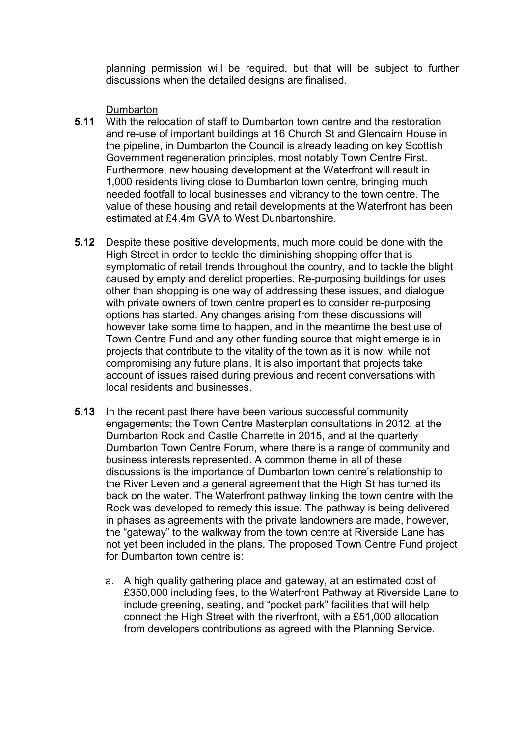planning permission will be required, but that will be subject to further discussions when the detailed designs are finalised.

Dumbarton

**5.11** With the relocation of staff to Dumbarton town centre and the restoration and re-use of important buildings at 16 Church St and Glencairn House in the pipeline, in Dumbarton the Council is already leading on key Scottish Government regeneration principles, most notably Town Centre First. Furthermore, new housing development at the Waterfront will result in 1,000 residents living close to Dumbarton town centre, bringing much needed footfall to local businesses and vibrancy to the town centre. The value of these housing and retail developments at the Waterfront has been estimated at £4.4m GVA to West Dunbartonshire.

**5.12** Despite these positive developments, much more could be done with the High Street in order to tackle the diminishing shopping offer that is symptomatic of retail trends throughout the country, and to tackle the blight caused by empty and derelict properties. Re-purposing buildings for uses other than shopping is one way of addressing these issues, and dialogue with private owners of town centre properties to consider re-purposing options has started. Any changes arising from these discussions will however take some time to happen, and in the meantime the best use of Town Centre Fund and any other funding source that might emerge is in projects that contribute to the vitality of the town as it is now, while not compromising any future plans. It is also important that projects take account of issues raised during previous and recent conversations with local residents and businesses.

**5.13** In the recent past there have been various successful community engagements; the Town Centre Masterplan consultations in 2012, at the Dumbarton Rock and Castle Charrette in 2015, and at the quarterly Dumbarton Town Centre Forum, where there is a range of community and business interests represented. A common theme in all of these discussions is the importance of Dumbarton town centre's relationship to the River Leven and a general agreement that the High St has turned its back on the water. The Waterfront pathway linking the town centre with the Rock was developed to remedy this issue. The pathway is being delivered in phases as agreements with the private landowners are made, however, the "gateway" to the walkway from the town centre at Riverside Lane has not yet been included in the plans. The proposed Town Centre Fund project for Dumbarton town centre is:

a. A high quality gathering place and gateway, at an estimated cost of £350,000 including fees, to the Waterfront Pathway at Riverside Lane to include greening, seating, and "pocket park" facilities that will help connect the High Street with the riverfront, with a £51,000 allocation from developers contributions as agreed with the Planning Service.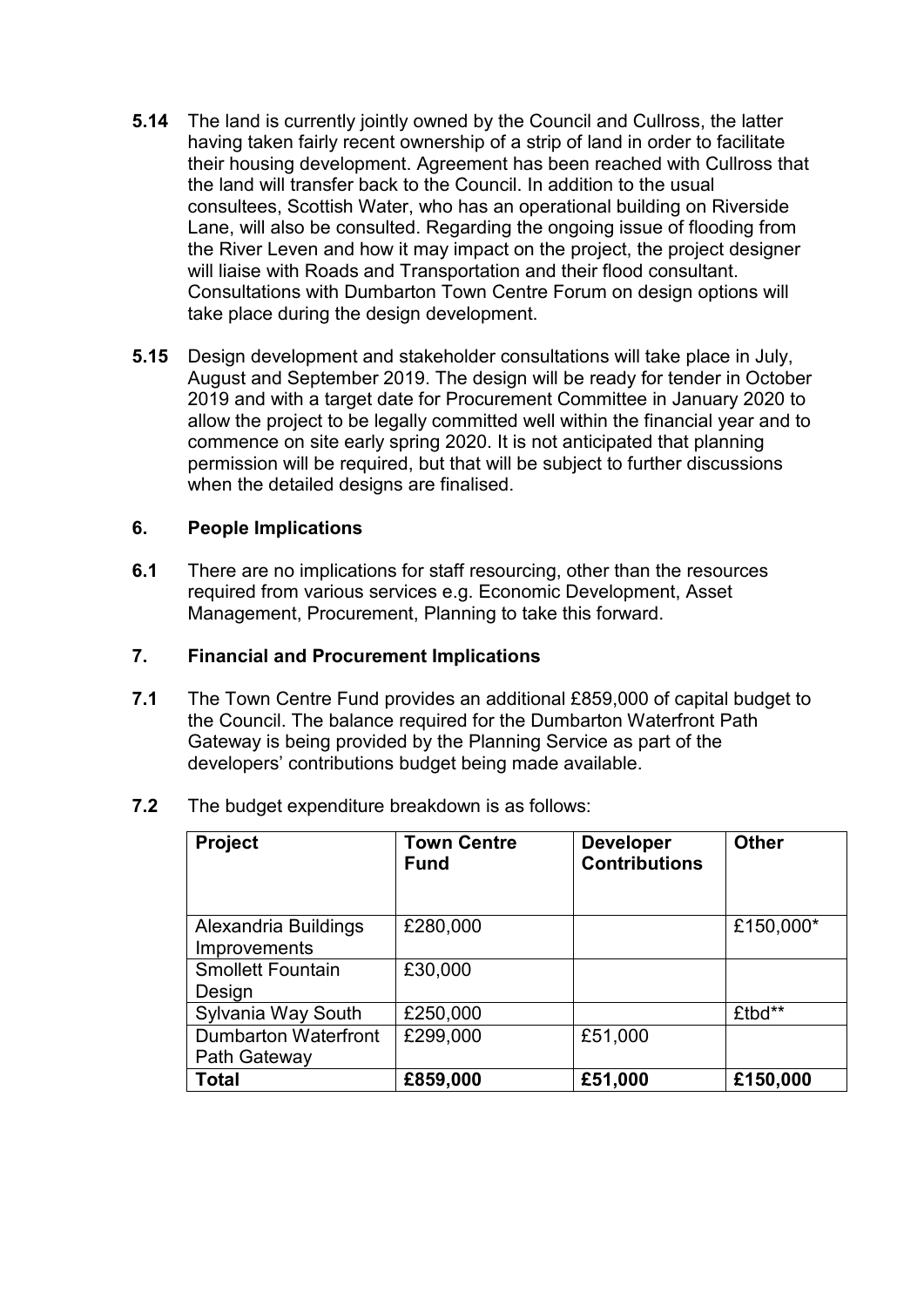**5.14** The land is currently jointly owned by the Council and Cullross, the latter having taken fairly recent ownership of a strip of land in order to facilitate their housing development. Agreement has been reached with Cullross that the land will transfer back to the Council. In addition to the usual consultees, Scottish Water, who has an operational building on Riverside Lane, will also be consulted. Regarding the ongoing issue of flooding from the River Leven and how it may impact on the project, the project designer will liaise with Roads and Transportation and their flood consultant. Consultations with Dumbarton Town Centre Forum on design options will take place during the design development.

**5.15** Design development and stakeholder consultations will take place in July, August and September 2019. The design will be ready for tender in October 2019 and with a target date for Procurement Committee in January 2020 to allow the project to be legally committed well within the financial year and to commence on site early spring 2020. It is not anticipated that planning permission will be required, but that will be subject to further discussions when the detailed designs are finalised.

## 6. People Implications

**6.1** There are no implications for staff resourcing, other than the resources required from various services e.g. Economic Development, Asset Management, Procurement, Planning to take this forward.

## 7. Financial and Procurement Implications

**7.1** The Town Centre Fund provides an additional £859,000 of capital budget to the Council. The balance required for the Dumbarton Waterfront Path Gateway is being provided by the Planning Service as part of the developers' contributions budget being made available.

**7.2** The budget expenditure breakdown is as follows:

| Project | Town Centre Fund | Developer Contributions | Other |
|---|---|---|---|
| Alexandria Buildings Improvements | £280,000 | | £150,000* |
| Smollett Fountain Design | £30,000 | | |
| Sylvania Way South | £250,000 | | £tbd** |
| Dumbarton Waterfront Path Gateway | £299,000 | £51,000 | |
| **Total** | **£859,000** | **£51,000** | **£150,000** |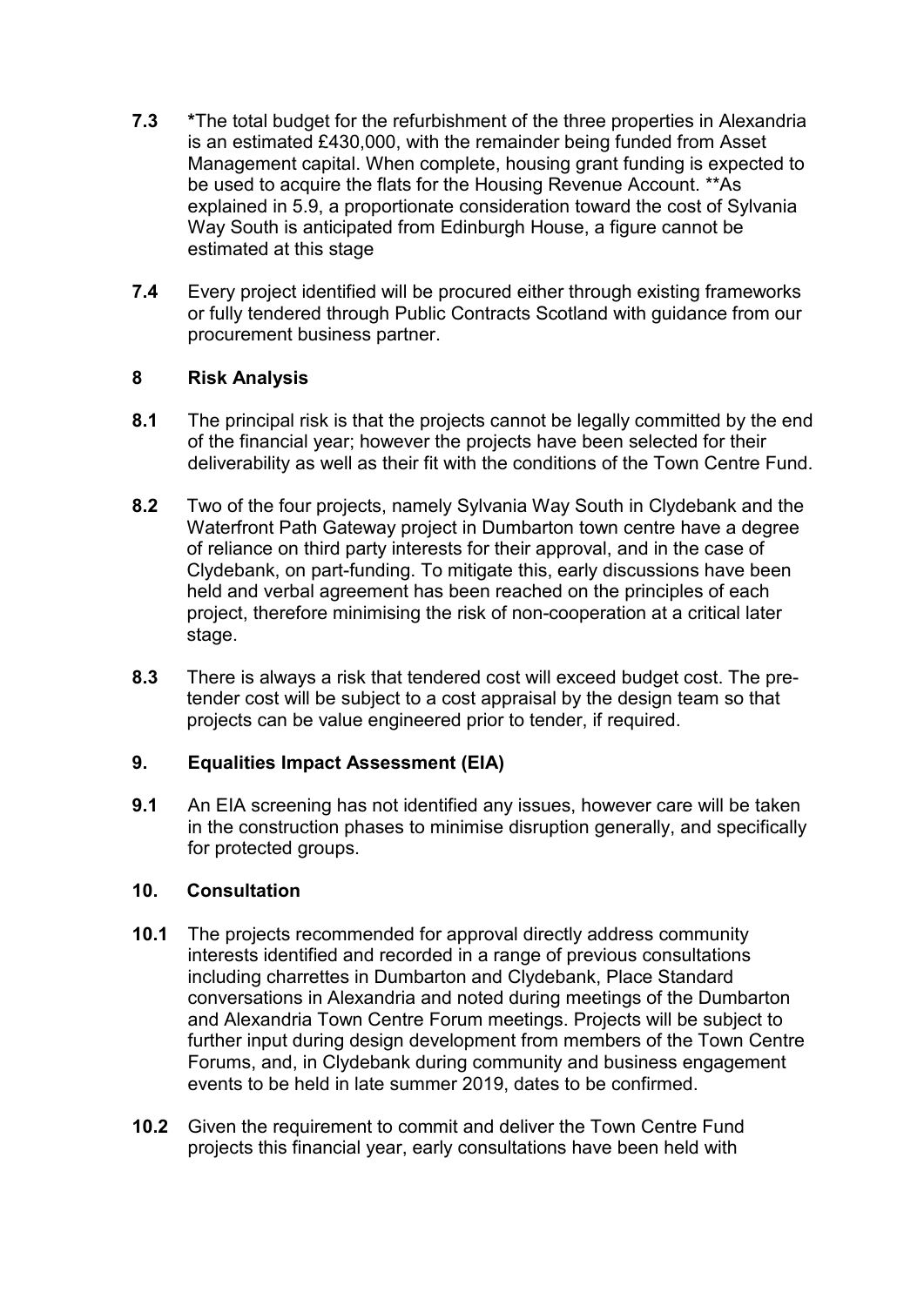**7.3** *The total budget for the refurbishment of the three properties in Alexandria is an estimated £430,000, with the remainder being funded from Asset Management capital. When complete, housing grant funding is expected to be used to acquire the flats for the Housing Revenue Account. **As explained in 5.9, a proportionate consideration toward the cost of Sylvania Way South is anticipated from Edinburgh House, a figure cannot be estimated at this stage

**7.4** Every project identified will be procured either through existing frameworks or fully tendered through Public Contracts Scotland with guidance from our procurement business partner.

## 8 Risk Analysis

**8.1** The principal risk is that the projects cannot be legally committed by the end of the financial year; however the projects have been selected for their deliverability as well as their fit with the conditions of the Town Centre Fund.

**8.2** Two of the four projects, namely Sylvania Way South in Clydebank and the Waterfront Path Gateway project in Dumbarton town centre have a degree of reliance on third party interests for their approval, and in the case of Clydebank, on part-funding. To mitigate this, early discussions have been held and verbal agreement has been reached on the principles of each project, therefore minimising the risk of non-cooperation at a critical later stage.

**8.3** There is always a risk that tendered cost will exceed budget cost. The pre-tender cost will be subject to a cost appraisal by the design team so that projects can be value engineered prior to tender, if required.

## 9. Equalities Impact Assessment (EIA)

**9.1** An EIA screening has not identified any issues, however care will be taken in the construction phases to minimise disruption generally, and specifically for protected groups.

## 10. Consultation

**10.1** The projects recommended for approval directly address community interests identified and recorded in a range of previous consultations including charrettes in Dumbarton and Clydebank, Place Standard conversations in Alexandria and noted during meetings of the Dumbarton and Alexandria Town Centre Forum meetings. Projects will be subject to further input during design development from members of the Town Centre Forums, and, in Clydebank during community and business engagement events to be held in late summer 2019, dates to be confirmed.

**10.2** Given the requirement to commit and deliver the Town Centre Fund projects this financial year, early consultations have been held with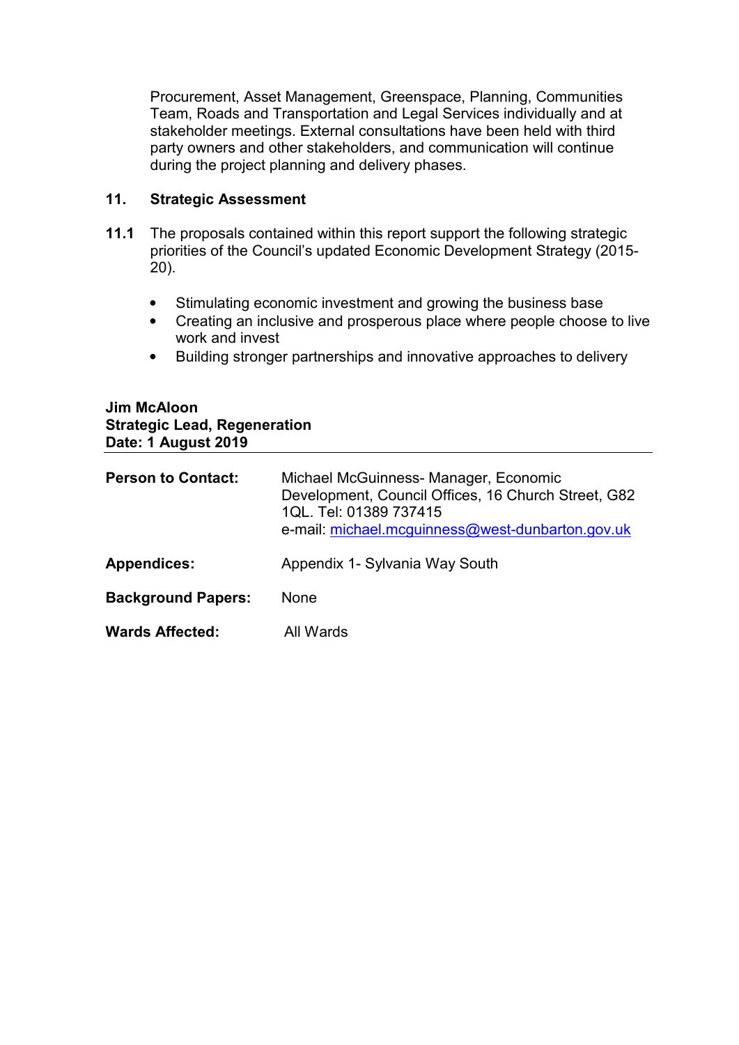Procurement, Asset Management, Greenspace, Planning, Communities Team, Roads and Transportation and Legal Services individually and at stakeholder meetings. External consultations have been held with third party owners and other stakeholders, and communication will continue during the project planning and delivery phases.

## 11. Strategic Assessment

**11.1** The proposals contained within this report support the following strategic priorities of the Council's updated Economic Development Strategy (2015-20).

- Stimulating economic investment and growing the business base
- Creating an inclusive and prosperous place where people choose to live work and invest
- Building stronger partnerships and innovative approaches to delivery

**Jim McAloon**
**Strategic Lead, Regeneration**
**Date: 1 August 2019**

---

| | |
|---|---|
| **Person to Contact:** | Michael McGuinness- Manager, Economic Development, Council Offices, 16 Church Street, G82 1QL. Tel: 01389 737415<br>e-mail: michael.mcguinness@west-dunbarton.gov.uk |
| **Appendices:** | Appendix 1- Sylvania Way South |
| **Background Papers:** | None |
| **Wards Affected:** | All Wards |